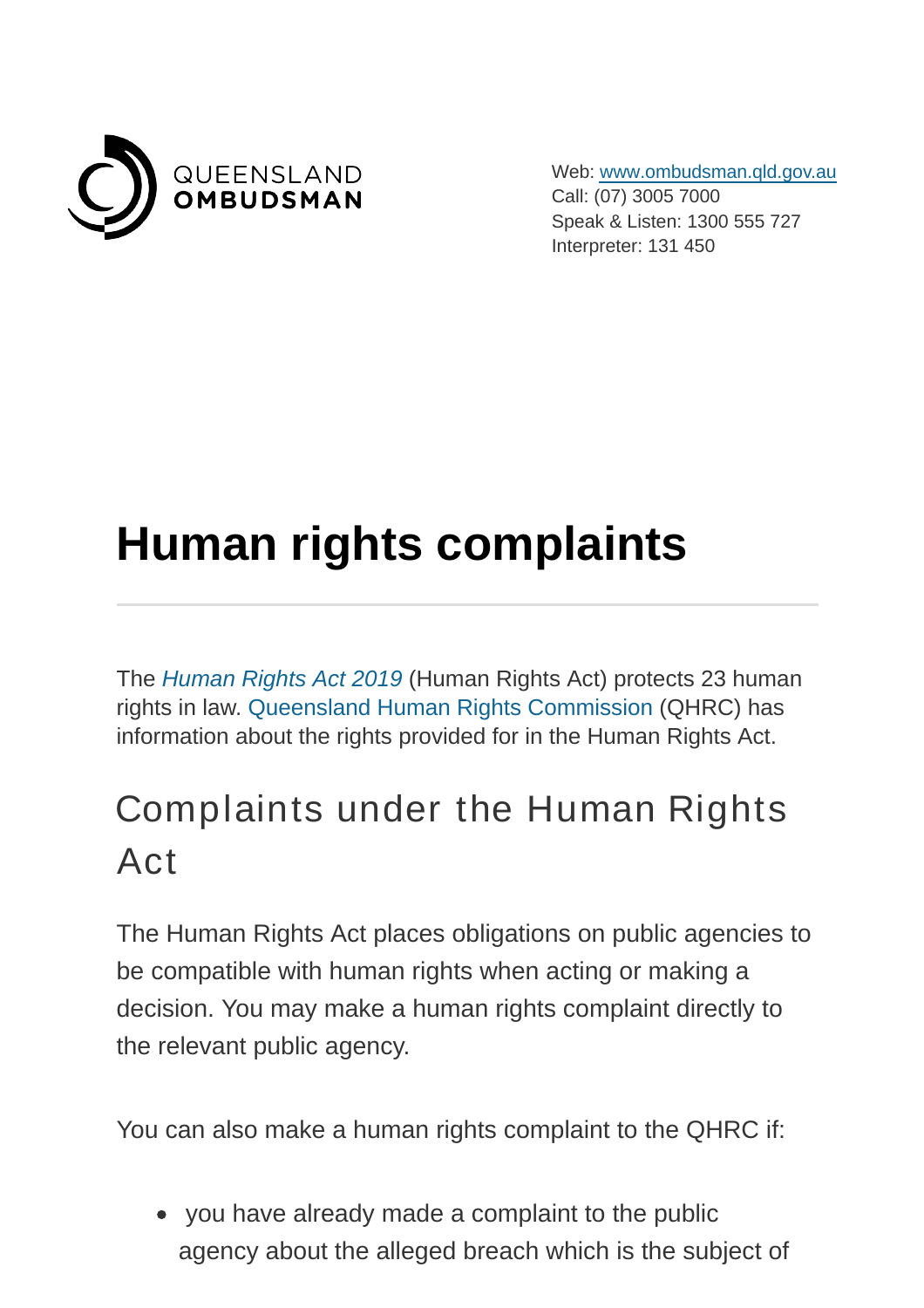QUEENSLAND
OMBUDSMAN

Web: www.ombudsman.qld.gov.au
Call: (07) 3005 7000
Speak & Listen: 1300 555 727
Interpreter: 131 450

# Human rights complaints

The *Human Rights Act 2019* (Human Rights Act) protects 23 human rights in law. Queensland Human Rights Commission (QHRC) has information about the rights provided for in the Human Rights Act.

## Complaints under the Human Rights Act

The Human Rights Act places obligations on public agencies to be compatible with human rights when acting or making a decision. You may make a human rights complaint directly to the relevant public agency.

You can also make a human rights complaint to the QHRC if:

- you have already made a complaint to the public agency about the alleged breach which is the subject of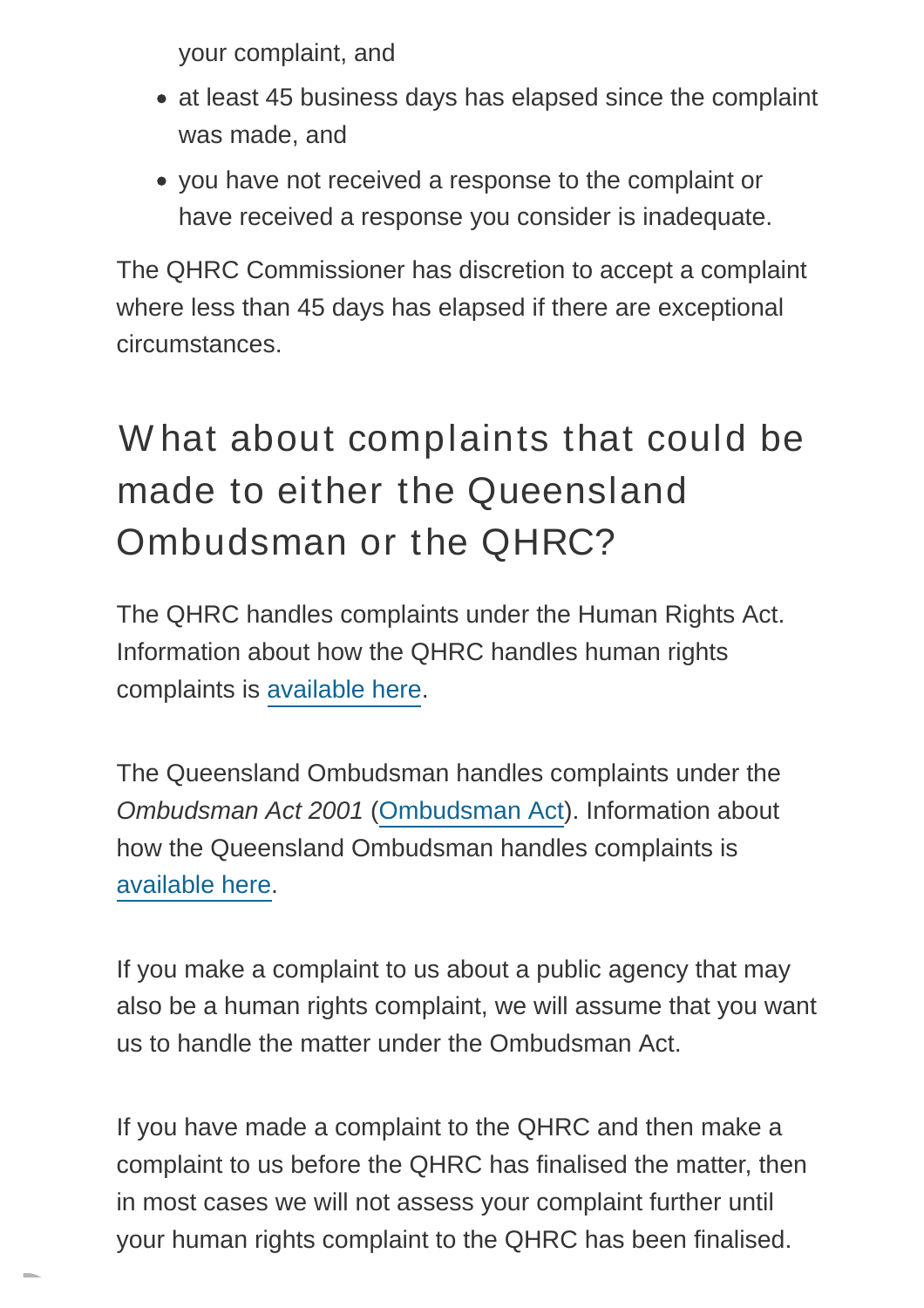your complaint, and

- at least 45 business days has elapsed since the complaint was made, and
- you have not received a response to the complaint or have received a response you consider is inadequate.

The QHRC Commissioner has discretion to accept a complaint where less than 45 days has elapsed if there are exceptional circumstances.

## What about complaints that could be made to either the Queensland Ombudsman or the QHRC?

The QHRC handles complaints under the Human Rights Act. Information about how the QHRC handles human rights complaints is available here.

The Queensland Ombudsman handles complaints under the *Ombudsman Act 2001* (Ombudsman Act). Information about how the Queensland Ombudsman handles complaints is available here.

If you make a complaint to us about a public agency that may also be a human rights complaint, we will assume that you want us to handle the matter under the Ombudsman Act.

If you have made a complaint to the QHRC and then make a complaint to us before the QHRC has finalised the matter, then in most cases we will not assess your complaint further until your human rights complaint to the QHRC has been finalised.